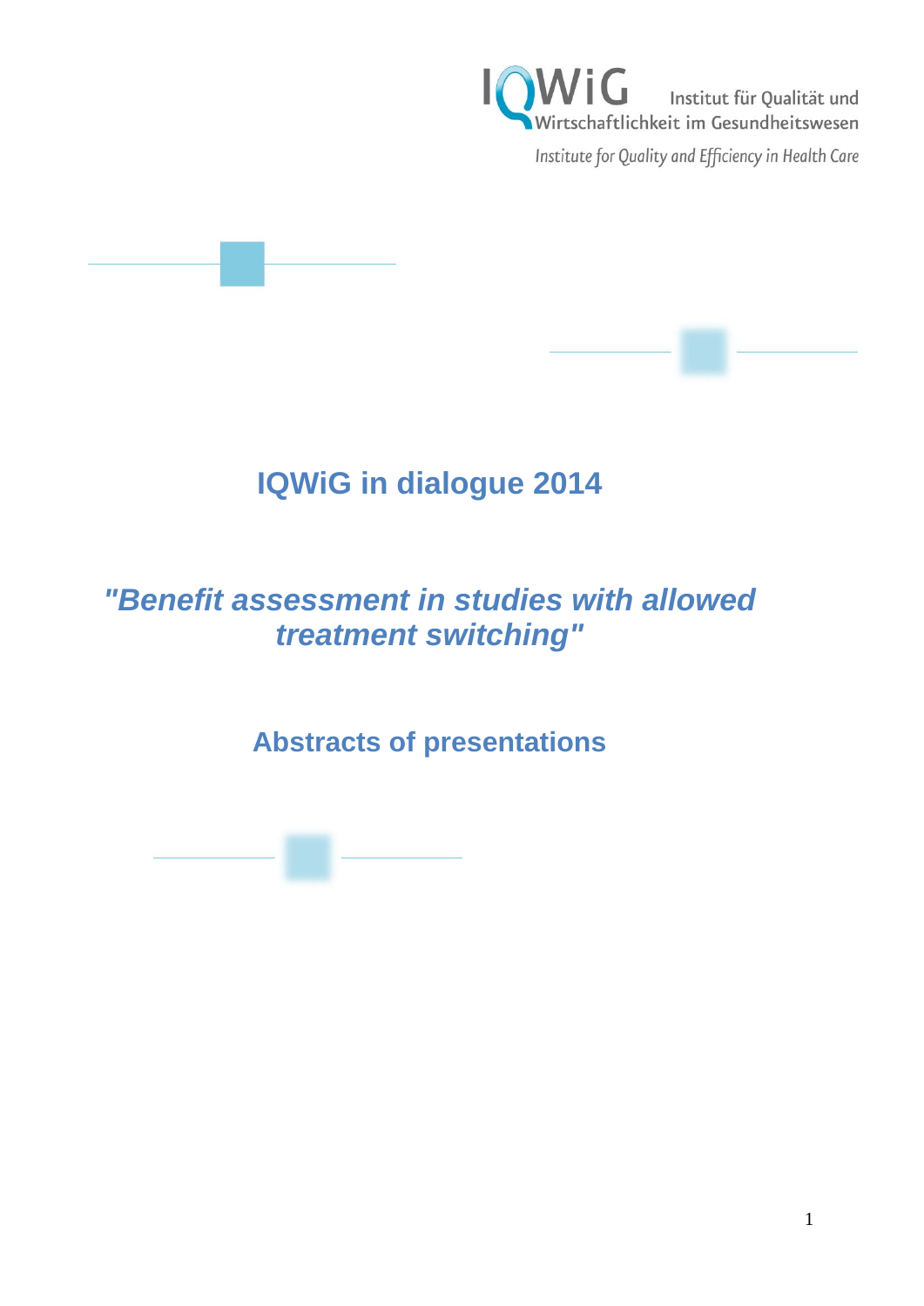IQWiG Institut für Qualität und Wirtschaftlichkeit im Gesundheitswesen

*Institute for Quality and Efficiency in Health Care*

# IQWiG in dialogue 2014

## *"Benefit assessment in studies with allowed treatment switching"*

## Abstracts of presentations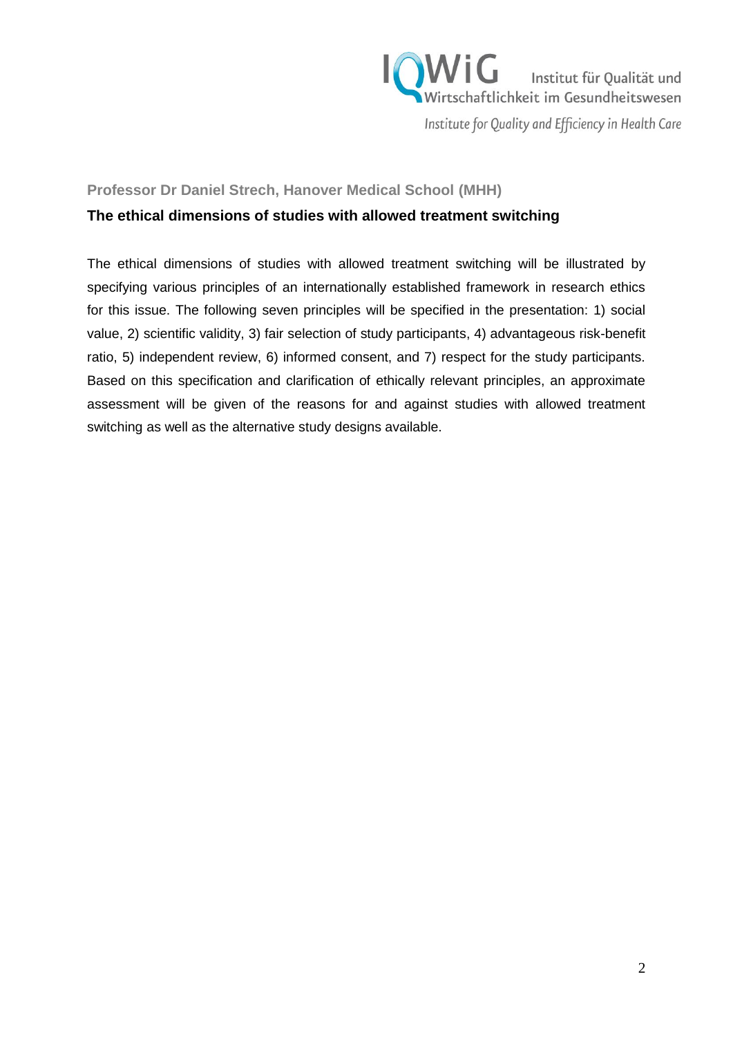**Professor Dr Daniel Strech, Hanover Medical School (MHH)**

## The ethical dimensions of studies with allowed treatment switching

The ethical dimensions of studies with allowed treatment switching will be illustrated by specifying various principles of an internationally established framework in research ethics for this issue. The following seven principles will be specified in the presentation: 1) social value, 2) scientific validity, 3) fair selection of study participants, 4) advantageous risk-benefit ratio, 5) independent review, 6) informed consent, and 7) respect for the study participants. Based on this specification and clarification of ethically relevant principles, an approximate assessment will be given of the reasons for and against studies with allowed treatment switching as well as the alternative study designs available.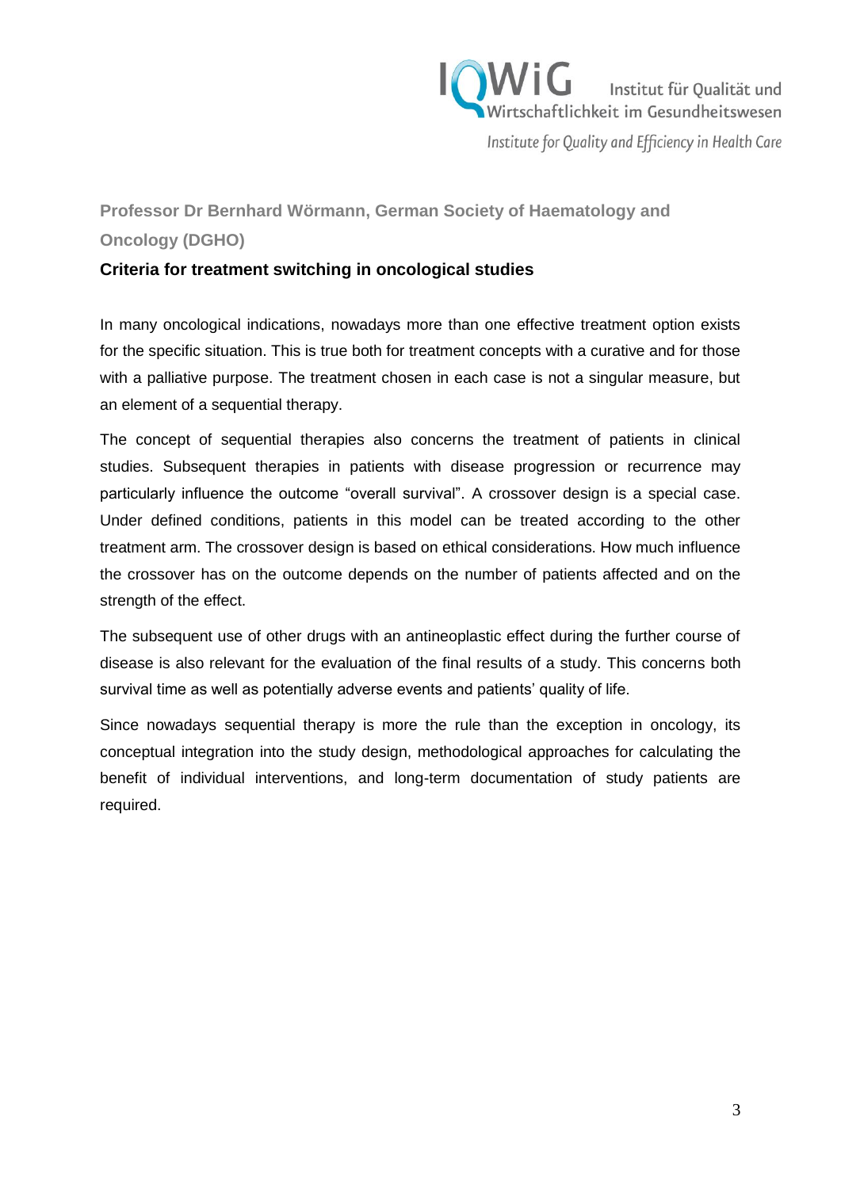## Professor Dr Bernhard Wörmann, German Society of Haematology and Oncology (DGHO)

### Criteria for treatment switching in oncological studies

In many oncological indications, nowadays more than one effective treatment option exists for the specific situation. This is true both for treatment concepts with a curative and for those with a palliative purpose. The treatment chosen in each case is not a singular measure, but an element of a sequential therapy.

The concept of sequential therapies also concerns the treatment of patients in clinical studies. Subsequent therapies in patients with disease progression or recurrence may particularly influence the outcome "overall survival". A crossover design is a special case. Under defined conditions, patients in this model can be treated according to the other treatment arm. The crossover design is based on ethical considerations. How much influence the crossover has on the outcome depends on the number of patients affected and on the strength of the effect.

The subsequent use of other drugs with an antineoplastic effect during the further course of disease is also relevant for the evaluation of the final results of a study. This concerns both survival time as well as potentially adverse events and patients' quality of life.

Since nowadays sequential therapy is more the rule than the exception in oncology, its conceptual integration into the study design, methodological approaches for calculating the benefit of individual interventions, and long-term documentation of study patients are required.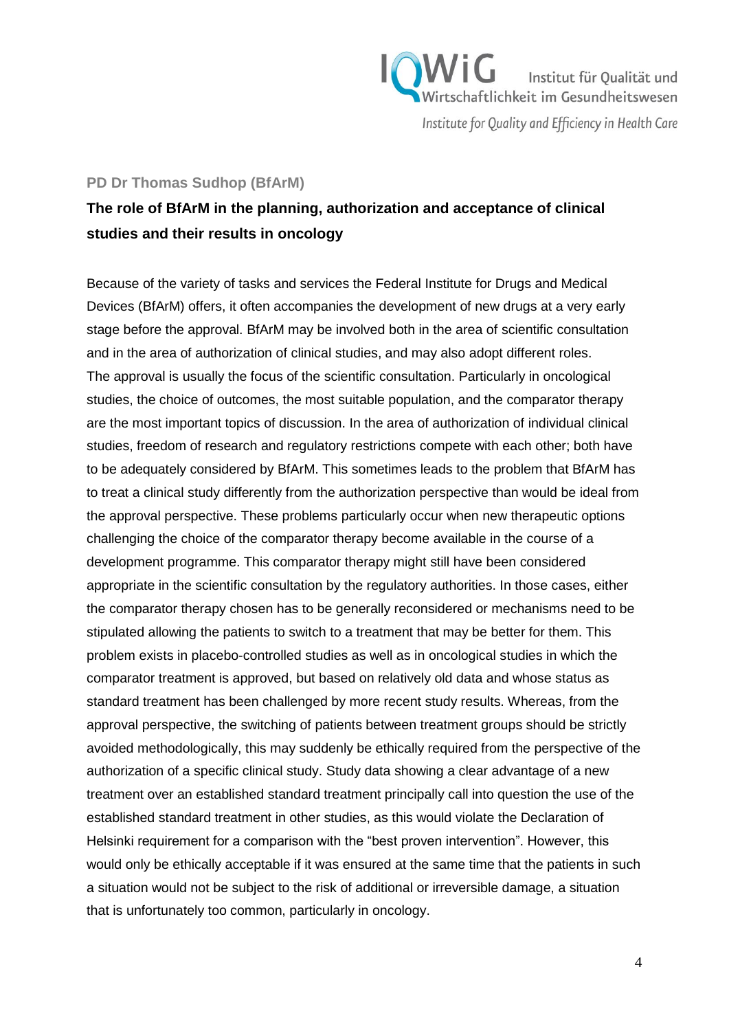**PD Dr Thomas Sudhop (BfArM)**

## The role of BfArM in the planning, authorization and acceptance of clinical studies and their results in oncology

Because of the variety of tasks and services the Federal Institute for Drugs and Medical Devices (BfArM) offers, it often accompanies the development of new drugs at a very early stage before the approval. BfArM may be involved both in the area of scientific consultation and in the area of authorization of clinical studies, and may also adopt different roles. The approval is usually the focus of the scientific consultation. Particularly in oncological studies, the choice of outcomes, the most suitable population, and the comparator therapy are the most important topics of discussion. In the area of authorization of individual clinical studies, freedom of research and regulatory restrictions compete with each other; both have to be adequately considered by BfArM. This sometimes leads to the problem that BfArM has to treat a clinical study differently from the authorization perspective than would be ideal from the approval perspective. These problems particularly occur when new therapeutic options challenging the choice of the comparator therapy become available in the course of a development programme. This comparator therapy might still have been considered appropriate in the scientific consultation by the regulatory authorities. In those cases, either the comparator therapy chosen has to be generally reconsidered or mechanisms need to be stipulated allowing the patients to switch to a treatment that may be better for them. This problem exists in placebo-controlled studies as well as in oncological studies in which the comparator treatment is approved, but based on relatively old data and whose status as standard treatment has been challenged by more recent study results. Whereas, from the approval perspective, the switching of patients between treatment groups should be strictly avoided methodologically, this may suddenly be ethically required from the perspective of the authorization of a specific clinical study. Study data showing a clear advantage of a new treatment over an established standard treatment principally call into question the use of the established standard treatment in other studies, as this would violate the Declaration of Helsinki requirement for a comparison with the "best proven intervention". However, this would only be ethically acceptable if it was ensured at the same time that the patients in such a situation would not be subject to the risk of additional or irreversible damage, a situation that is unfortunately too common, particularly in oncology.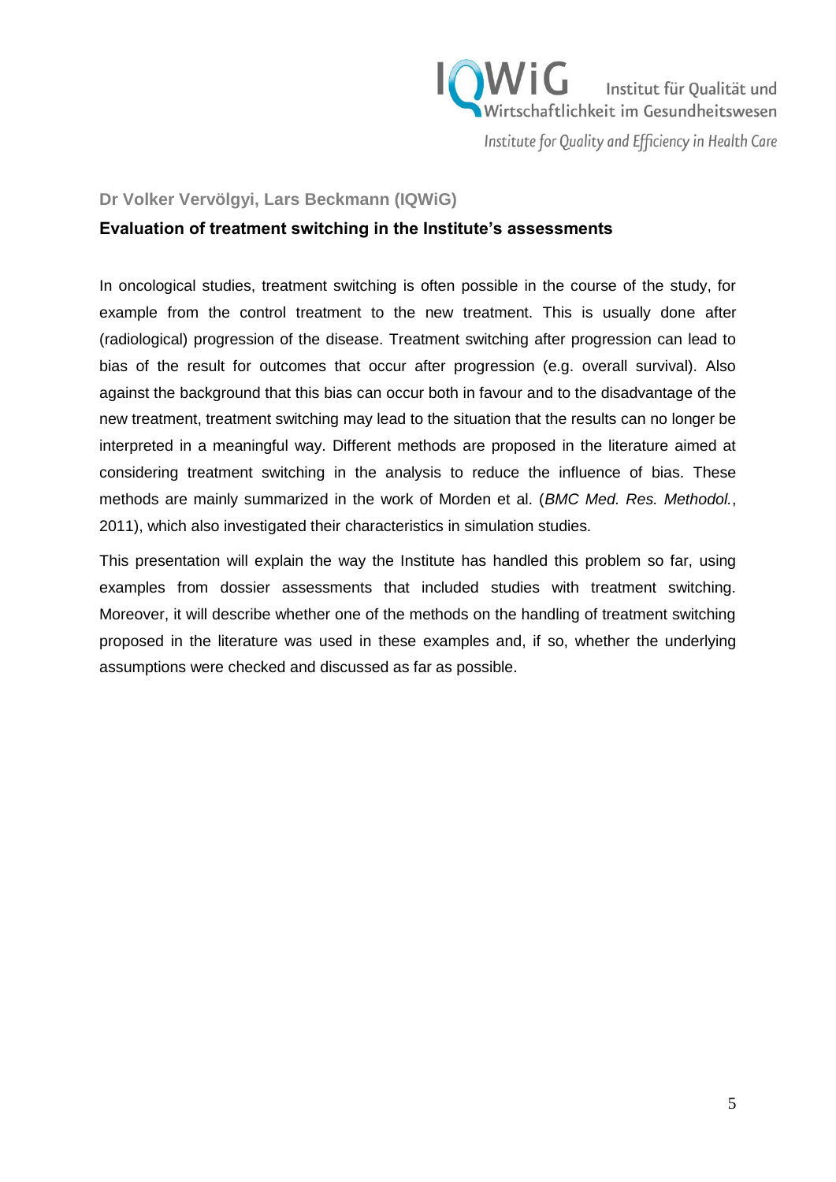**Dr Volker Vervölgyi, Lars Beckmann (IQWiG)**

## Evaluation of treatment switching in the Institute's assessments

In oncological studies, treatment switching is often possible in the course of the study, for example from the control treatment to the new treatment. This is usually done after (radiological) progression of the disease. Treatment switching after progression can lead to bias of the result for outcomes that occur after progression (e.g. overall survival). Also against the background that this bias can occur both in favour and to the disadvantage of the new treatment, treatment switching may lead to the situation that the results can no longer be interpreted in a meaningful way. Different methods are proposed in the literature aimed at considering treatment switching in the analysis to reduce the influence of bias. These methods are mainly summarized in the work of Morden et al. (*BMC Med. Res. Methodol.*, 2011), which also investigated their characteristics in simulation studies.

This presentation will explain the way the Institute has handled this problem so far, using examples from dossier assessments that included studies with treatment switching. Moreover, it will describe whether one of the methods on the handling of treatment switching proposed in the literature was used in these examples and, if so, whether the underlying assumptions were checked and discussed as far as possible.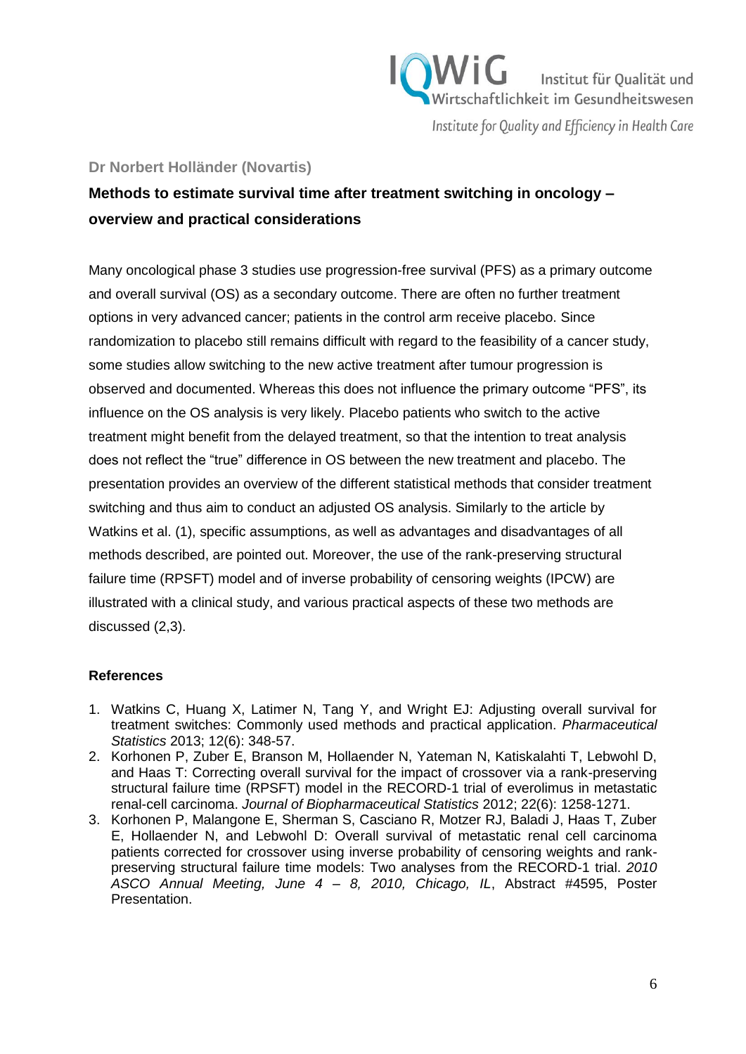**Dr Norbert Holländer (Novartis)**

## Methods to estimate survival time after treatment switching in oncology – overview and practical considerations

Many oncological phase 3 studies use progression-free survival (PFS) as a primary outcome and overall survival (OS) as a secondary outcome. There are often no further treatment options in very advanced cancer; patients in the control arm receive placebo. Since randomization to placebo still remains difficult with regard to the feasibility of a cancer study, some studies allow switching to the new active treatment after tumour progression is observed and documented. Whereas this does not influence the primary outcome "PFS", its influence on the OS analysis is very likely. Placebo patients who switch to the active treatment might benefit from the delayed treatment, so that the intention to treat analysis does not reflect the "true" difference in OS between the new treatment and placebo. The presentation provides an overview of the different statistical methods that consider treatment switching and thus aim to conduct an adjusted OS analysis. Similarly to the article by Watkins et al. (1), specific assumptions, as well as advantages and disadvantages of all methods described, are pointed out. Moreover, the use of the rank-preserving structural failure time (RPSFT) model and of inverse probability of censoring weights (IPCW) are illustrated with a clinical study, and various practical aspects of these two methods are discussed (2,3).

### References

1. Watkins C, Huang X, Latimer N, Tang Y, and Wright EJ: Adjusting overall survival for treatment switches: Commonly used methods and practical application. *Pharmaceutical Statistics* 2013; 12(6): 348-57.
2. Korhonen P, Zuber E, Branson M, Hollaender N, Yateman N, Katiskalahti T, Lebwohl D, and Haas T: Correcting overall survival for the impact of crossover via a rank-preserving structural failure time (RPSFT) model in the RECORD-1 trial of everolimus in metastatic renal-cell carcinoma. *Journal of Biopharmaceutical Statistics* 2012; 22(6): 1258-1271.
3. Korhonen P, Malangone E, Sherman S, Casciano R, Motzer RJ, Baladi J, Haas T, Zuber E, Hollaender N, and Lebwohl D: Overall survival of metastatic renal cell carcinoma patients corrected for crossover using inverse probability of censoring weights and rank-preserving structural failure time models: Two analyses from the RECORD-1 trial. *2010 ASCO Annual Meeting, June 4 – 8, 2010, Chicago, IL*, Abstract #4595, Poster Presentation.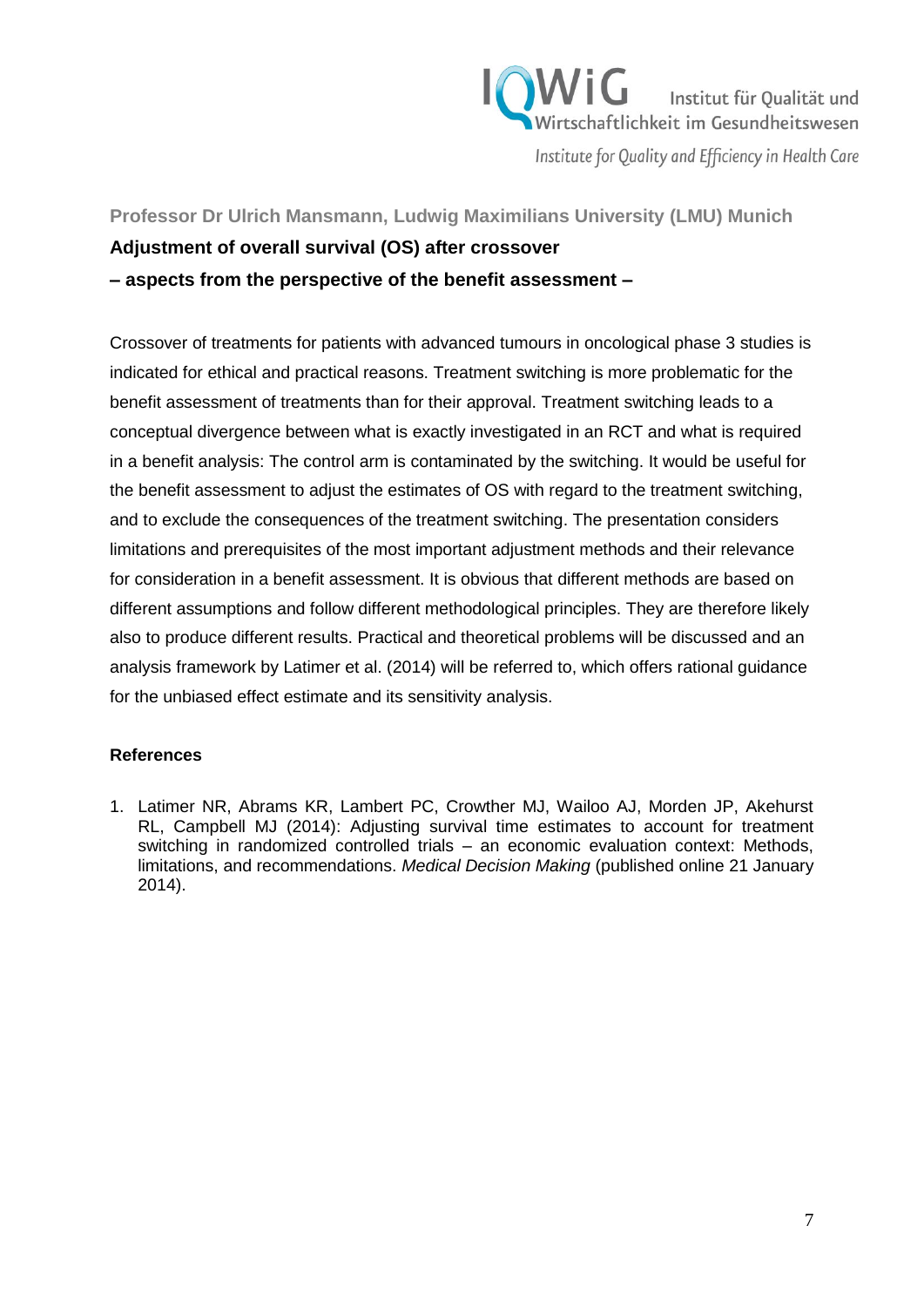**Professor Dr Ulrich Mansmann, Ludwig Maximilians University (LMU) Munich**

## Adjustment of overall survival (OS) after crossover

## – aspects from the perspective of the benefit assessment –

Crossover of treatments for patients with advanced tumours in oncological phase 3 studies is indicated for ethical and practical reasons. Treatment switching is more problematic for the benefit assessment of treatments than for their approval. Treatment switching leads to a conceptual divergence between what is exactly investigated in an RCT and what is required in a benefit analysis: The control arm is contaminated by the switching. It would be useful for the benefit assessment to adjust the estimates of OS with regard to the treatment switching, and to exclude the consequences of the treatment switching. The presentation considers limitations and prerequisites of the most important adjustment methods and their relevance for consideration in a benefit assessment. It is obvious that different methods are based on different assumptions and follow different methodological principles. They are therefore likely also to produce different results. Practical and theoretical problems will be discussed and an analysis framework by Latimer et al. (2014) will be referred to, which offers rational guidance for the unbiased effect estimate and its sensitivity analysis.

### References

1. Latimer NR, Abrams KR, Lambert PC, Crowther MJ, Wailoo AJ, Morden JP, Akehurst RL, Campbell MJ (2014): Adjusting survival time estimates to account for treatment switching in randomized controlled trials – an economic evaluation context: Methods, limitations, and recommendations. *Medical Decision Making* (published online 21 January 2014).